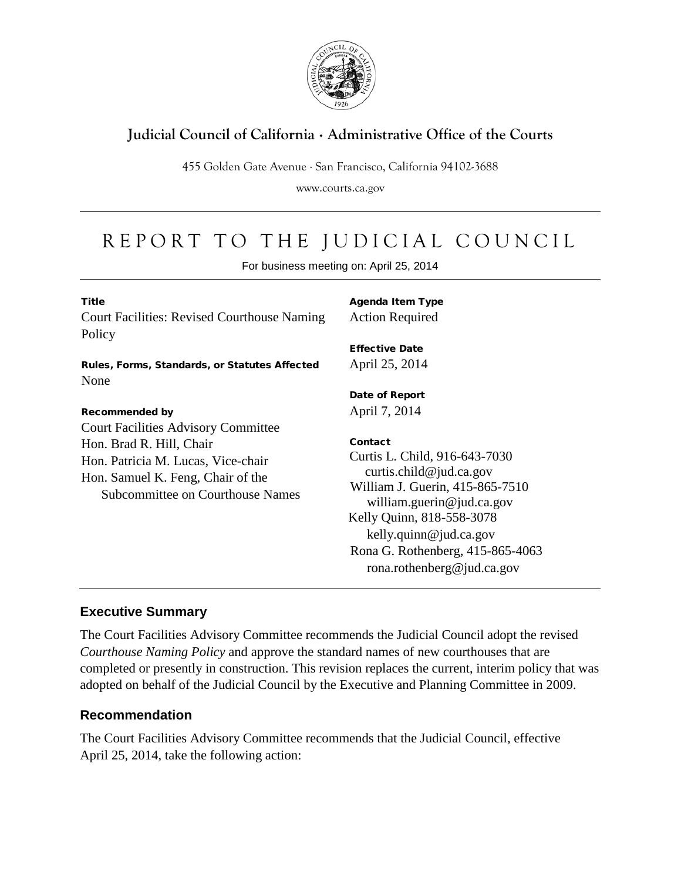**Judicial Council of California · Administrative Office of the Courts**

455 Golden Gate Avenue · San Francisco, California 94102-3688

www.courts.ca.gov

# REPORT TO THE JUDICIAL COUNCIL

For business meeting on: April 25, 2014

**Title**
Court Facilities: Revised Courthouse Naming Policy

**Rules, Forms, Standards, or Statutes Affected**
None

**Recommended by**
Court Facilities Advisory Committee
Hon. Brad R. Hill, Chair
Hon. Patricia M. Lucas, Vice-chair
Hon. Samuel K. Feng, Chair of the Subcommittee on Courthouse Names

**Agenda Item Type**
Action Required

**Effective Date**
April 25, 2014

**Date of Report**
April 7, 2014

**Contact**
Curtis L. Child, 916-643-7030
curtis.child@jud.ca.gov
William J. Guerin, 415-865-7510
william.guerin@jud.ca.gov
Kelly Quinn, 818-558-3078
kelly.quinn@jud.ca.gov
Rona G. Rothenberg, 415-865-4063
rona.rothenberg@jud.ca.gov

## Executive Summary

The Court Facilities Advisory Committee recommends the Judicial Council adopt the revised *Courthouse Naming Policy* and approve the standard names of new courthouses that are completed or presently in construction. This revision replaces the current, interim policy that was adopted on behalf of the Judicial Council by the Executive and Planning Committee in 2009.

## Recommendation

The Court Facilities Advisory Committee recommends that the Judicial Council, effective April 25, 2014, take the following action: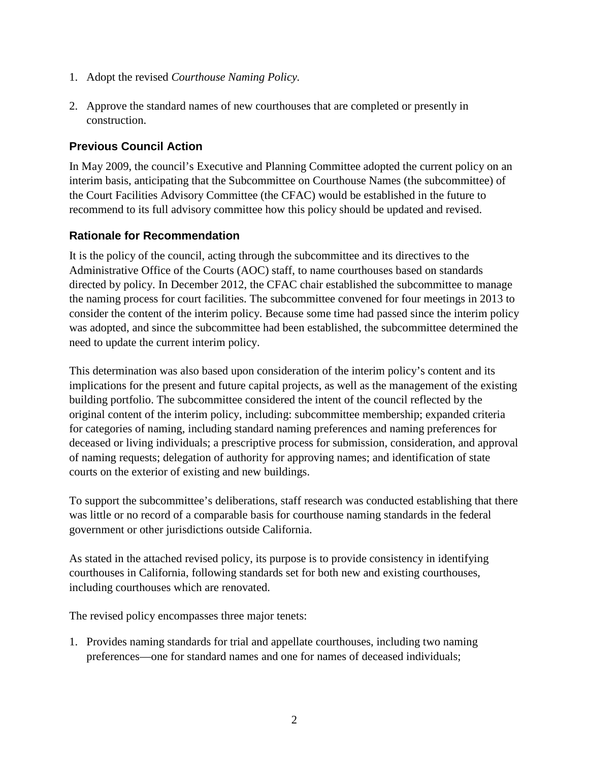1. Adopt the revised *Courthouse Naming Policy.*

2. Approve the standard names of new courthouses that are completed or presently in construction.

## Previous Council Action

In May 2009, the council's Executive and Planning Committee adopted the current policy on an interim basis, anticipating that the Subcommittee on Courthouse Names (the subcommittee) of the Court Facilities Advisory Committee (the CFAC) would be established in the future to recommend to its full advisory committee how this policy should be updated and revised.

## Rationale for Recommendation

It is the policy of the council, acting through the subcommittee and its directives to the Administrative Office of the Courts (AOC) staff, to name courthouses based on standards directed by policy. In December 2012, the CFAC chair established the subcommittee to manage the naming process for court facilities. The subcommittee convened for four meetings in 2013 to consider the content of the interim policy. Because some time had passed since the interim policy was adopted, and since the subcommittee had been established, the subcommittee determined the need to update the current interim policy.

This determination was also based upon consideration of the interim policy's content and its implications for the present and future capital projects, as well as the management of the existing building portfolio. The subcommittee considered the intent of the council reflected by the original content of the interim policy, including: subcommittee membership; expanded criteria for categories of naming, including standard naming preferences and naming preferences for deceased or living individuals; a prescriptive process for submission, consideration, and approval of naming requests; delegation of authority for approving names; and identification of state courts on the exterior of existing and new buildings.

To support the subcommittee's deliberations, staff research was conducted establishing that there was little or no record of a comparable basis for courthouse naming standards in the federal government or other jurisdictions outside California.

As stated in the attached revised policy, its purpose is to provide consistency in identifying courthouses in California, following standards set for both new and existing courthouses, including courthouses which are renovated.

The revised policy encompasses three major tenets:

1. Provides naming standards for trial and appellate courthouses, including two naming preferences—one for standard names and one for names of deceased individuals;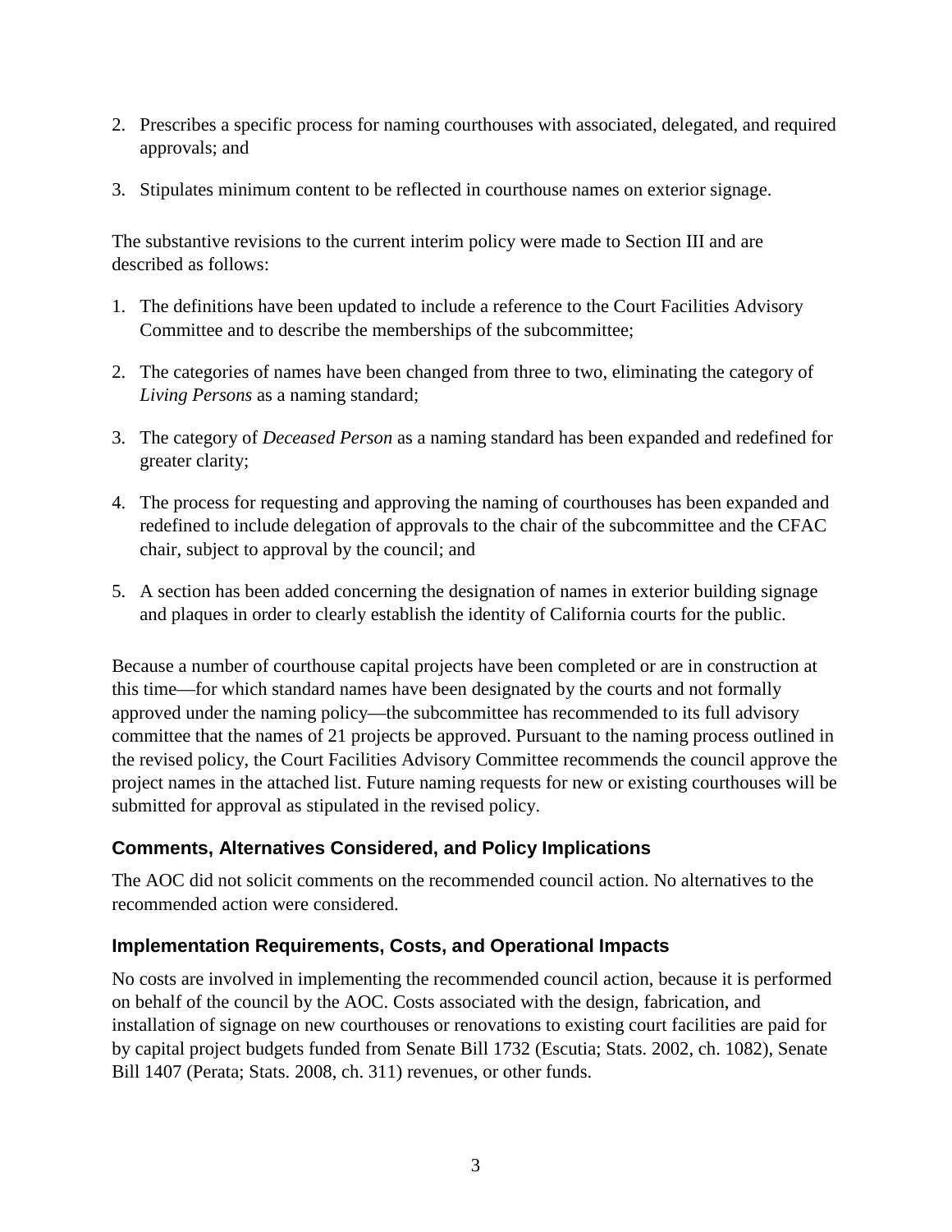2. Prescribes a specific process for naming courthouses with associated, delegated, and required approvals; and

3. Stipulates minimum content to be reflected in courthouse names on exterior signage.

The substantive revisions to the current interim policy were made to Section III and are described as follows:

1. The definitions have been updated to include a reference to the Court Facilities Advisory Committee and to describe the memberships of the subcommittee;

2. The categories of names have been changed from three to two, eliminating the category of *Living Persons* as a naming standard;

3. The category of *Deceased Person* as a naming standard has been expanded and redefined for greater clarity;

4. The process for requesting and approving the naming of courthouses has been expanded and redefined to include delegation of approvals to the chair of the subcommittee and the CFAC chair, subject to approval by the council; and

5. A section has been added concerning the designation of names in exterior building signage and plaques in order to clearly establish the identity of California courts for the public.

Because a number of courthouse capital projects have been completed or are in construction at this time—for which standard names have been designated by the courts and not formally approved under the naming policy—the subcommittee has recommended to its full advisory committee that the names of 21 projects be approved. Pursuant to the naming process outlined in the revised policy, the Court Facilities Advisory Committee recommends the council approve the project names in the attached list. Future naming requests for new or existing courthouses will be submitted for approval as stipulated in the revised policy.

### Comments, Alternatives Considered, and Policy Implications

The AOC did not solicit comments on the recommended council action. No alternatives to the recommended action were considered.

### Implementation Requirements, Costs, and Operational Impacts

No costs are involved in implementing the recommended council action, because it is performed on behalf of the council by the AOC. Costs associated with the design, fabrication, and installation of signage on new courthouses or renovations to existing court facilities are paid for by capital project budgets funded from Senate Bill 1732 (Escutia; Stats. 2002, ch. 1082), Senate Bill 1407 (Perata; Stats. 2008, ch. 311) revenues, or other funds.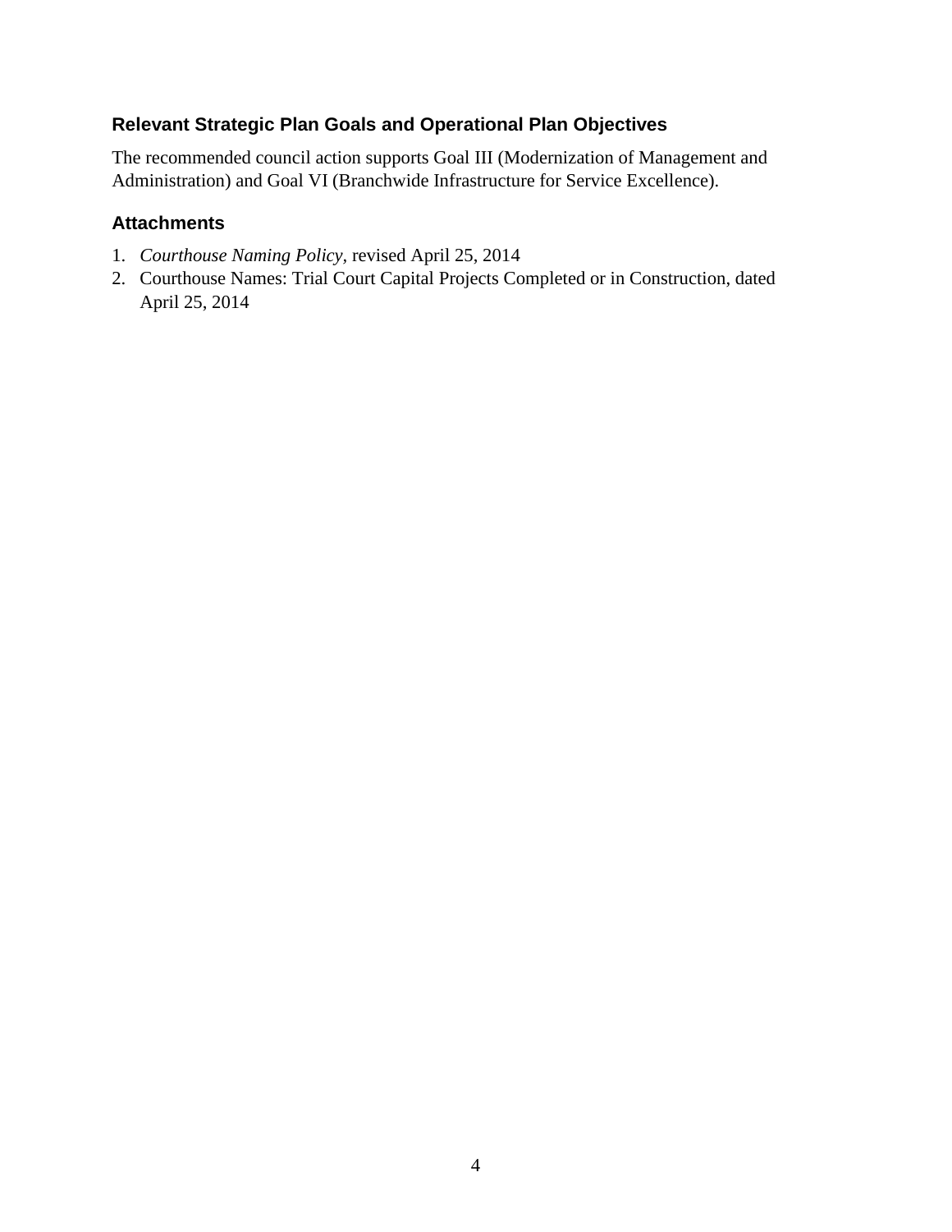### Relevant Strategic Plan Goals and Operational Plan Objectives

The recommended council action supports Goal III (Modernization of Management and Administration) and Goal VI (Branchwide Infrastructure for Service Excellence).

### Attachments

1. *Courthouse Naming Policy*, revised April 25, 2014
2. Courthouse Names: Trial Court Capital Projects Completed or in Construction, dated April 25, 2014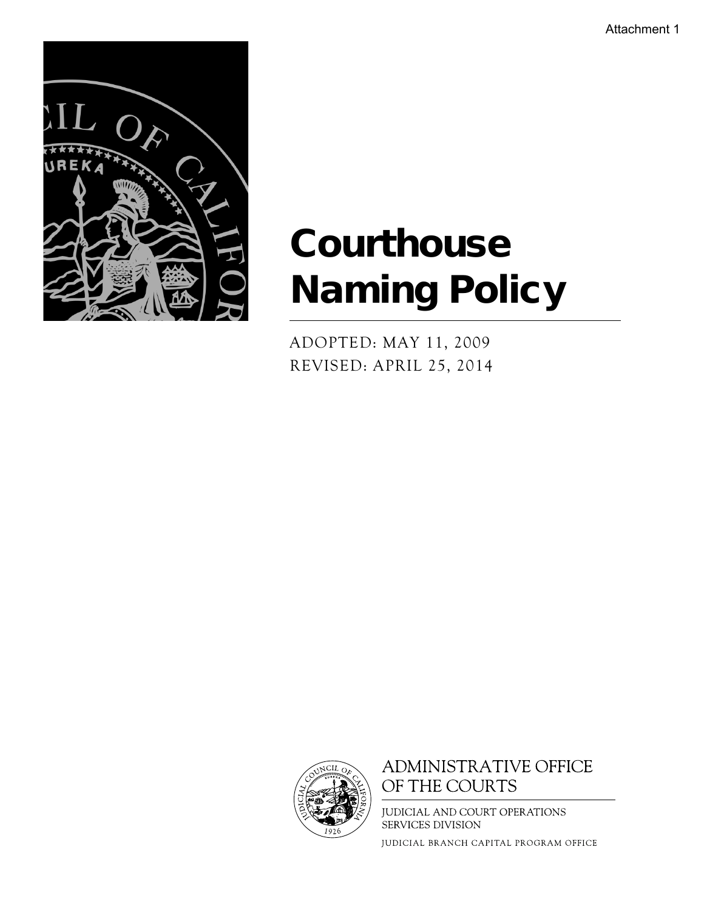Attachment 1

# Courthouse Naming Policy

ADOPTED: MAY 11, 2009

REVISED: APRIL 25, 2014

ADMINISTRATIVE OFFICE OF THE COURTS

JUDICIAL AND COURT OPERATIONS SERVICES DIVISION

JUDICIAL BRANCH CAPITAL PROGRAM OFFICE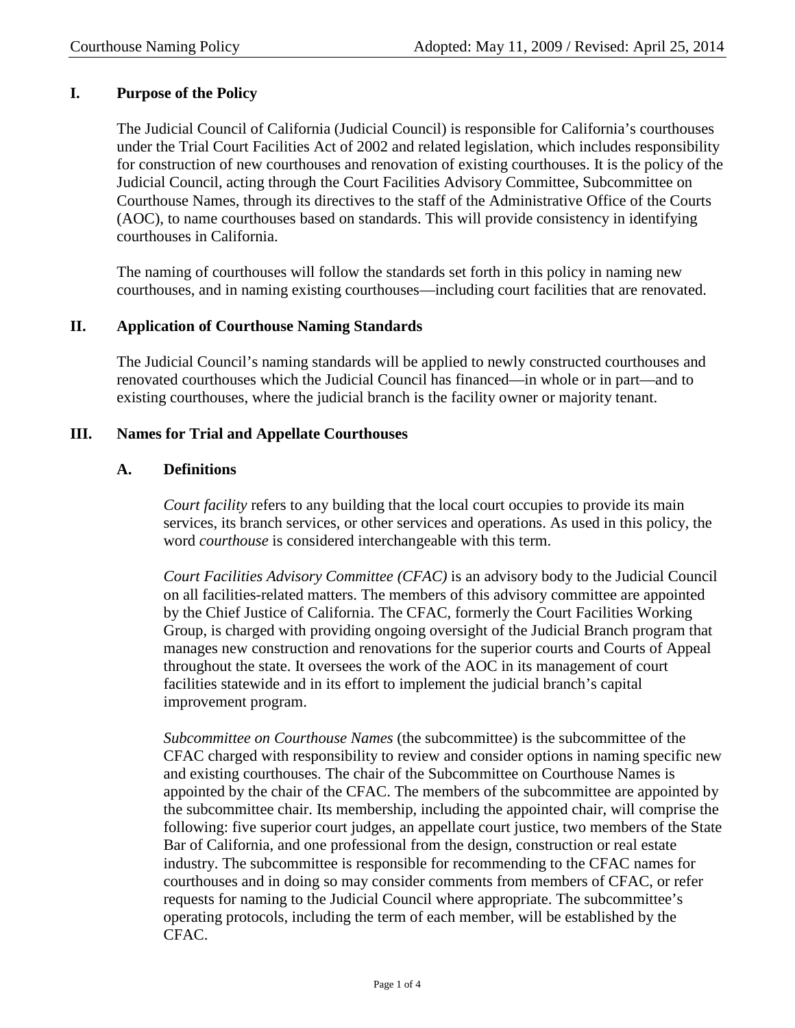## I. Purpose of the Policy

The Judicial Council of California (Judicial Council) is responsible for California's courthouses under the Trial Court Facilities Act of 2002 and related legislation, which includes responsibility for construction of new courthouses and renovation of existing courthouses. It is the policy of the Judicial Council, acting through the Court Facilities Advisory Committee, Subcommittee on Courthouse Names, through its directives to the staff of the Administrative Office of the Courts (AOC), to name courthouses based on standards. This will provide consistency in identifying courthouses in California.

The naming of courthouses will follow the standards set forth in this policy in naming new courthouses, and in naming existing courthouses—including court facilities that are renovated.

## II. Application of Courthouse Naming Standards

The Judicial Council's naming standards will be applied to newly constructed courthouses and renovated courthouses which the Judicial Council has financed—in whole or in part—and to existing courthouses, where the judicial branch is the facility owner or majority tenant.

## III. Names for Trial and Appellate Courthouses

### A. Definitions

*Court facility* refers to any building that the local court occupies to provide its main services, its branch services, or other services and operations. As used in this policy, the word *courthouse* is considered interchangeable with this term.

*Court Facilities Advisory Committee (CFAC)* is an advisory body to the Judicial Council on all facilities-related matters. The members of this advisory committee are appointed by the Chief Justice of California. The CFAC, formerly the Court Facilities Working Group, is charged with providing ongoing oversight of the Judicial Branch program that manages new construction and renovations for the superior courts and Courts of Appeal throughout the state. It oversees the work of the AOC in its management of court facilities statewide and in its effort to implement the judicial branch's capital improvement program.

*Subcommittee on Courthouse Names* (the subcommittee) is the subcommittee of the CFAC charged with responsibility to review and consider options in naming specific new and existing courthouses. The chair of the Subcommittee on Courthouse Names is appointed by the chair of the CFAC. The members of the subcommittee are appointed by the subcommittee chair. Its membership, including the appointed chair, will comprise the following: five superior court judges, an appellate court justice, two members of the State Bar of California, and one professional from the design, construction or real estate industry. The subcommittee is responsible for recommending to the CFAC names for courthouses and in doing so may consider comments from members of CFAC, or refer requests for naming to the Judicial Council where appropriate. The subcommittee's operating protocols, including the term of each member, will be established by the CFAC.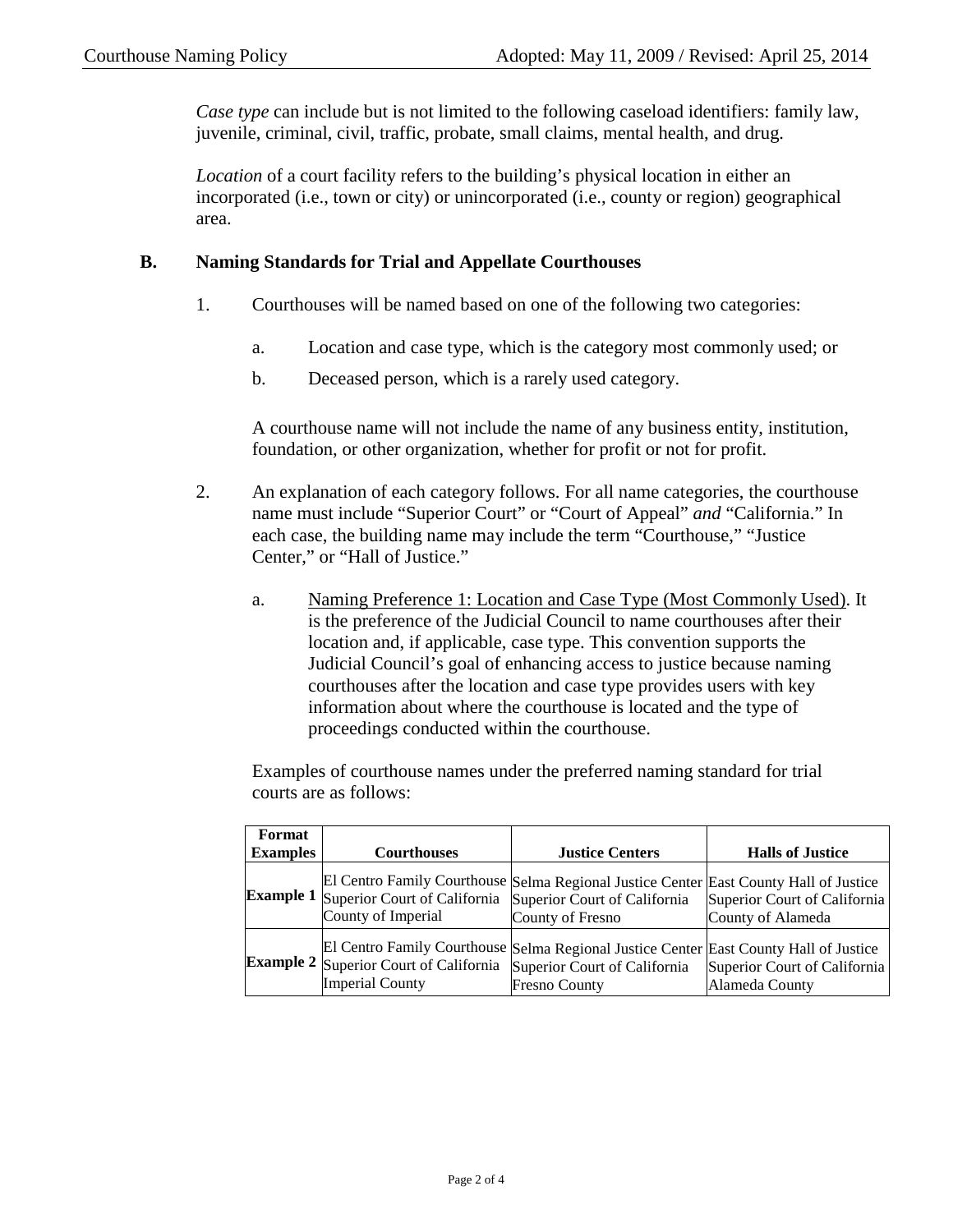*Case type* can include but is not limited to the following caseload identifiers: family law, juvenile, criminal, civil, traffic, probate, small claims, mental health, and drug.

*Location* of a court facility refers to the building's physical location in either an incorporated (i.e., town or city) or unincorporated (i.e., county or region) geographical area.

## B. Naming Standards for Trial and Appellate Courthouses

1. Courthouses will be named based on one of the following two categories:

   a. Location and case type, which is the category most commonly used; or

   b. Deceased person, which is a rarely used category.

   A courthouse name will not include the name of any business entity, institution, foundation, or other organization, whether for profit or not for profit.

2. An explanation of each category follows. For all name categories, the courthouse name must include "Superior Court" or "Court of Appeal" *and* "California." In each case, the building name may include the term "Courthouse," "Justice Center," or "Hall of Justice."

   a. Naming Preference 1: Location and Case Type (Most Commonly Used). It is the preference of the Judicial Council to name courthouses after their location and, if applicable, case type. This convention supports the Judicial Council's goal of enhancing access to justice because naming courthouses after the location and case type provides users with key information about where the courthouse is located and the type of proceedings conducted within the courthouse.

   Examples of courthouse names under the preferred naming standard for trial courts are as follows:

| Format Examples | Courthouses | Justice Centers | Halls of Justice |
|---|---|---|---|
| **Example 1** | El Centro Family Courthouse<br>Superior Court of California<br>County of Imperial | Selma Regional Justice Center<br>Superior Court of California<br>County of Fresno | East County Hall of Justice<br>Superior Court of California<br>County of Alameda |
| **Example 2** | El Centro Family Courthouse<br>Superior Court of California<br>Imperial County | Selma Regional Justice Center<br>Superior Court of California<br>Fresno County | East County Hall of Justice<br>Superior Court of California<br>Alameda County |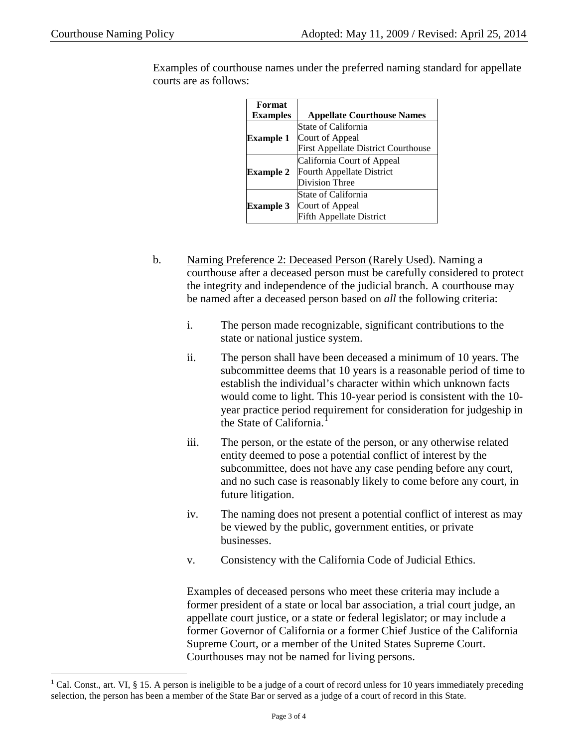Examples of courthouse names under the preferred naming standard for appellate courts are as follows:

| Format Examples | Appellate Courthouse Names |
|---|---|
| **Example 1** | State of California<br>Court of Appeal<br>First Appellate District Courthouse |
| **Example 2** | California Court of Appeal<br>Fourth Appellate District<br>Division Three |
| **Example 3** | State of California<br>Court of Appeal<br>Fifth Appellate District |

b. Naming Preference 2: Deceased Person (Rarely Used). Naming a courthouse after a deceased person must be carefully considered to protect the integrity and independence of the judicial branch. A courthouse may be named after a deceased person based on *all* the following criteria:

   i. The person made recognizable, significant contributions to the state or national justice system.

   ii. The person shall have been deceased a minimum of 10 years. The subcommittee deems that 10 years is a reasonable period of time to establish the individual's character within which unknown facts would come to light. This 10-year period is consistent with the 10-year practice period requirement for consideration for judgeship in the State of California.[1]

   iii. The person, or the estate of the person, or any otherwise related entity deemed to pose a potential conflict of interest by the subcommittee, does not have any case pending before any court, and no such case is reasonably likely to come before any court, in future litigation.

   iv. The naming does not present a potential conflict of interest as may be viewed by the public, government entities, or private businesses.

   v. Consistency with the California Code of Judicial Ethics.

   Examples of deceased persons who meet these criteria may include a former president of a state or local bar association, a trial court judge, an appellate court justice, or a state or federal legislator; or may include a former Governor of California or a former Chief Justice of the California Supreme Court, or a member of the United States Supreme Court. Courthouses may not be named for living persons.

---

[1] Cal. Const., art. VI, § 15. A person is ineligible to be a judge of a court of record unless for 10 years immediately preceding selection, the person has been a member of the State Bar or served as a judge of a court of record in this State.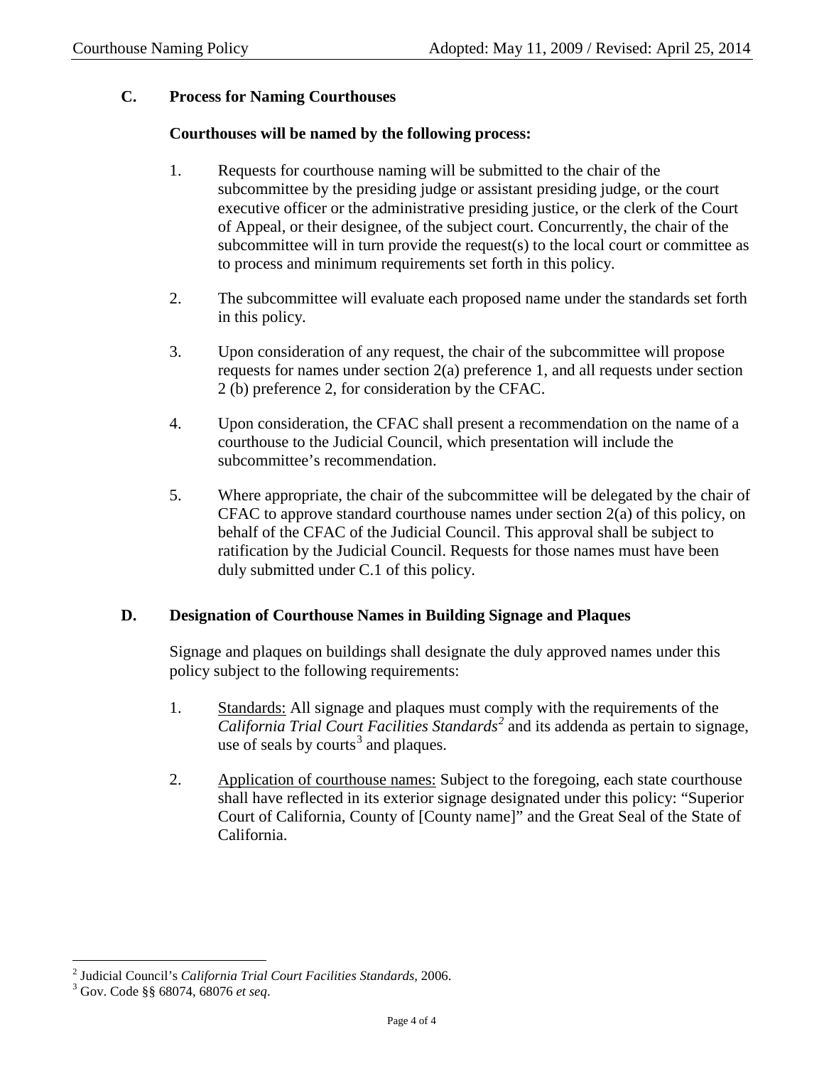## C. Process for Naming Courthouses

**Courthouses will be named by the following process:**

1. Requests for courthouse naming will be submitted to the chair of the subcommittee by the presiding judge or assistant presiding judge, or the court executive officer or the administrative presiding justice, or the clerk of the Court of Appeal, or their designee, of the subject court. Concurrently, the chair of the subcommittee will in turn provide the request(s) to the local court or committee as to process and minimum requirements set forth in this policy.

2. The subcommittee will evaluate each proposed name under the standards set forth in this policy.

3. Upon consideration of any request, the chair of the subcommittee will propose requests for names under section 2(a) preference 1, and all requests under section 2 (b) preference 2, for consideration by the CFAC.

4. Upon consideration, the CFAC shall present a recommendation on the name of a courthouse to the Judicial Council, which presentation will include the subcommittee's recommendation.

5. Where appropriate, the chair of the subcommittee will be delegated by the chair of CFAC to approve standard courthouse names under section 2(a) of this policy, on behalf of the CFAC of the Judicial Council. This approval shall be subject to ratification by the Judicial Council. Requests for those names must have been duly submitted under C.1 of this policy.

## D. Designation of Courthouse Names in Building Signage and Plaques

Signage and plaques on buildings shall designate the duly approved names under this policy subject to the following requirements:

1. Standards: All signage and plaques must comply with the requirements of the *California Trial Court Facilities Standards*[2] and its addenda as pertain to signage, use of seals by courts[3] and plaques.

2. Application of courthouse names: Subject to the foregoing, each state courthouse shall have reflected in its exterior signage designated under this policy: "Superior Court of California, County of [County name]" and the Great Seal of the State of California.

---

[2] Judicial Council's *California Trial Court Facilities Standards*, 2006.

[3] Gov. Code §§ 68074, 68076 *et seq*.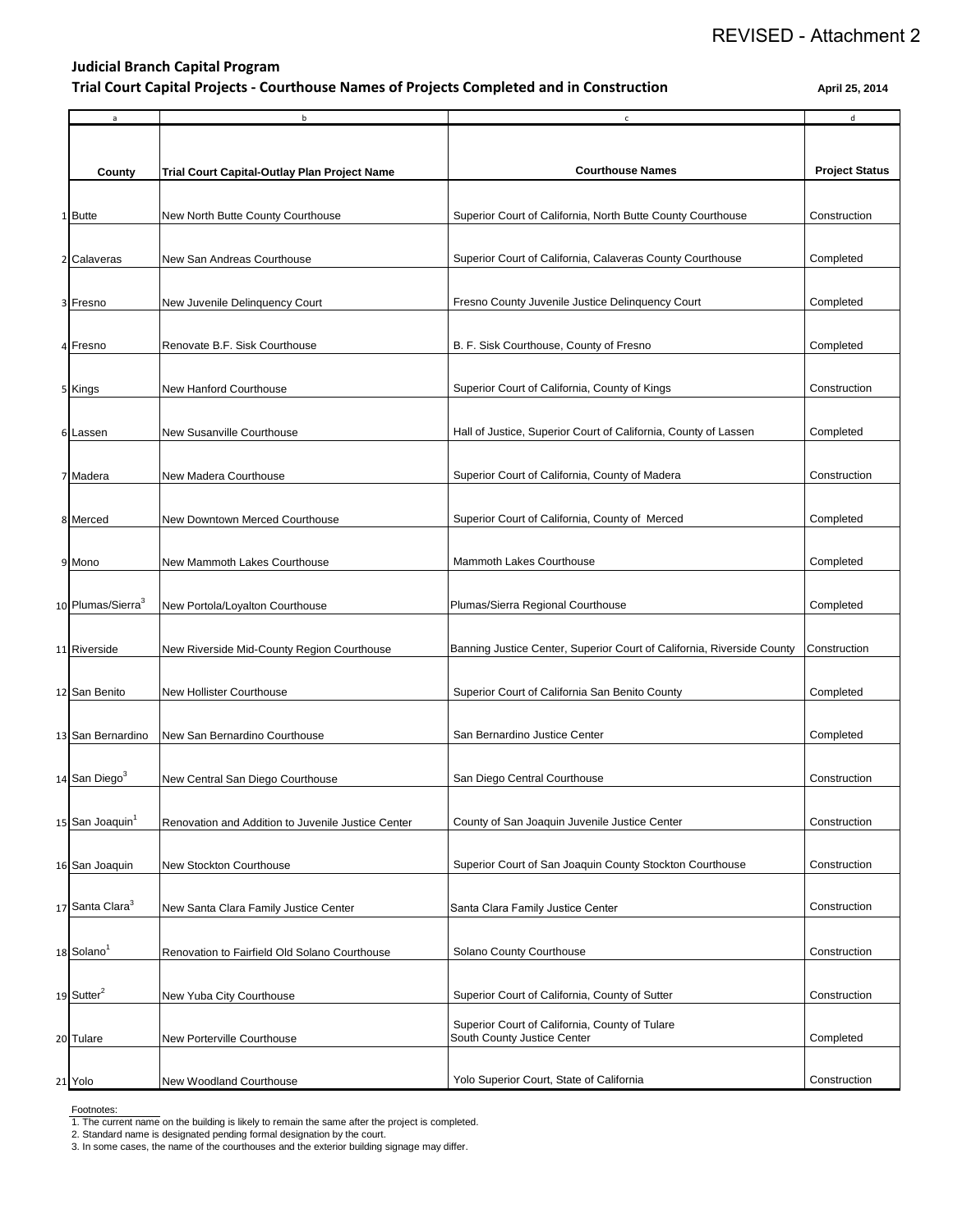REVISED - Attachment 2

# Judicial Branch Capital Program

## Trial Court Capital Projects - Courthouse Names of Projects Completed and in Construction

April 25, 2014

| | a | b | c | d |
|---|---|---|---|---|
| | **County** | **Trial Court Capital-Outlay Plan Project Name** | **Courthouse Names** | **Project Status** |
| 1 | Butte | New North Butte County Courthouse | Superior Court of California, North Butte County Courthouse | Construction |
| 2 | Calaveras | New San Andreas Courthouse | Superior Court of California, Calaveras County Courthouse | Completed |
| 3 | Fresno | New Juvenile Delinquency Court | Fresno County Juvenile Justice Delinquency Court | Completed |
| 4 | Fresno | Renovate B.F. Sisk Courthouse | B. F. Sisk Courthouse, County of Fresno | Completed |
| 5 | Kings | New Hanford Courthouse | Superior Court of California, County of Kings | Construction |
| 6 | Lassen | New Susanville Courthouse | Hall of Justice, Superior Court of California, County of Lassen | Completed |
| 7 | Madera | New Madera Courthouse | Superior Court of California, County of Madera | Construction |
| 8 | Merced | New Downtown Merced Courthouse | Superior Court of California, County of Merced | Completed |
| 9 | Mono | New Mammoth Lakes Courthouse | Mammoth Lakes Courthouse | Completed |
| 10 | Plumas/Sierra[3] | New Portola/Loyalton Courthouse | Plumas/Sierra Regional Courthouse | Completed |
| 11 | Riverside | New Riverside Mid-County Region Courthouse | Banning Justice Center, Superior Court of California, Riverside County | Construction |
| 12 | San Benito | New Hollister Courthouse | Superior Court of California San Benito County | Completed |
| 13 | San Bernardino | New San Bernardino Courthouse | San Bernardino Justice Center | Completed |
| 14 | San Diego[3] | New Central San Diego Courthouse | San Diego Central Courthouse | Construction |
| 15 | San Joaquin[1] | Renovation and Addition to Juvenile Justice Center | County of San Joaquin Juvenile Justice Center | Construction |
| 16 | San Joaquin | New Stockton Courthouse | Superior Court of San Joaquin County Stockton Courthouse | Construction |
| 17 | Santa Clara[3] | New Santa Clara Family Justice Center | Santa Clara Family Justice Center | Construction |
| 18 | Solano[1] | Renovation to Fairfield Old Solano Courthouse | Solano County Courthouse | Construction |
| 19 | Sutter[2] | New Yuba City Courthouse | Superior Court of California, County of Sutter | Construction |
| 20 | Tulare | New Porterville Courthouse | Superior Court of California, County of Tulare South County Justice Center | Completed |
| 21 | Yolo | New Woodland Courthouse | Yolo Superior Court, State of California | Construction |

Footnotes:

1. The current name on the building is likely to remain the same after the project is completed.
2. Standard name is designated pending formal designation by the court.
3. In some cases, the name of the courthouses and the exterior building signage may differ.